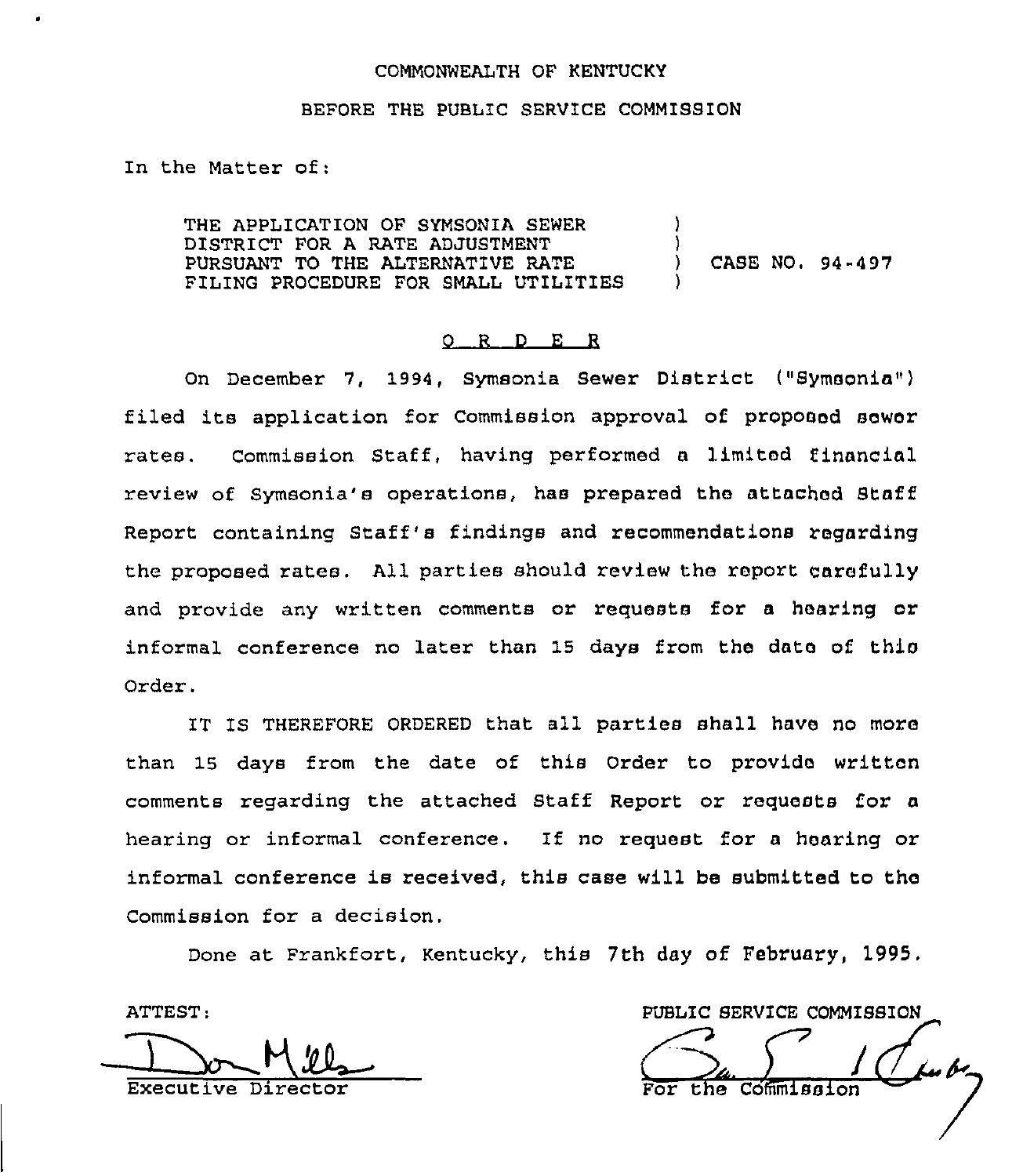COMMONWEALTH OF KENTUCKY

BEFORE THE PUBLIC SERVICE COMMISSION

In the Matter of:

THE APPLICATION OF SYMSONIA SEWER DISTRICT FOR A RATE ADJUSTMENT PURSUANT TO THE ALTERNATIVE RATE FILING PROCEDURE FOR SMALL UTILITIES ) CASE NO. 94-497

# O R D E R

On December 7, 1994, Symsonia Sewer District ("Symsonia") filed its application for Commission approval of proposed sewer rates. Commission Staff, having performed a limited financial review of Symsonia's operations, has prepared the attached Staff Report containing Staff's findings and recommendations regarding the proposed rates. All parties should review the report carefully and provide any written comments or requests for a hearing or informal conference no later than 15 days from the date of this Order.

IT IS THEREFORE ORDERED that all parties shall have no more than 15 days from the date of this Order to provide written comments regarding the attached Staff Report or requests for a hearing or informal conference. If no request for a hearing or informal conference is received, this case will be submitted to the Commission for a decision.

Done at Frankfort, Kentucky, this 7th day of February, 1995.

ATTEST:

Executive Director

PUBLIC SERVICE COMMISSION

For the Commission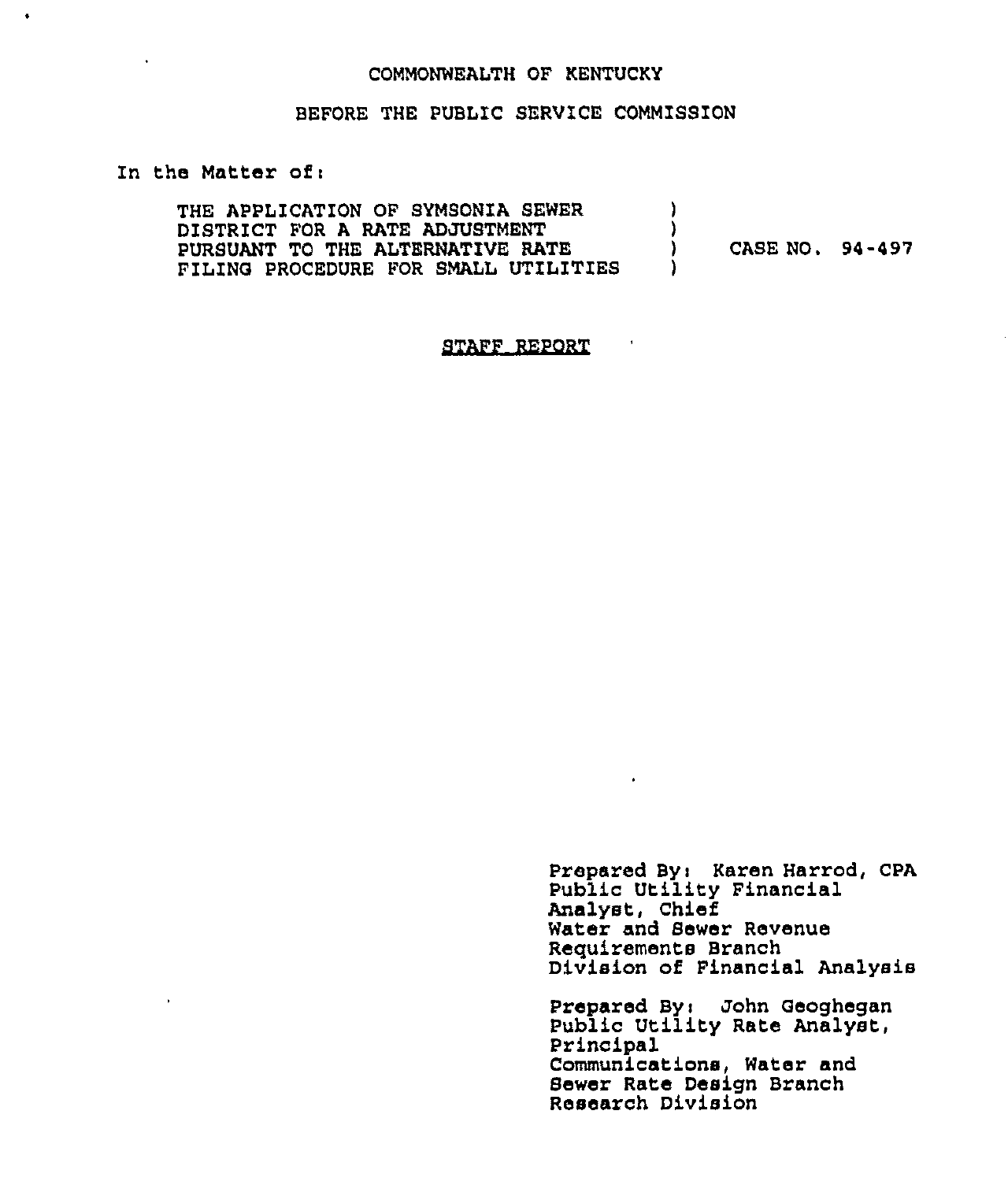COMMONWEALTH OF KENTUCKY

BEFORE THE PUBLIC SERVICE COMMISSION

In the Matter of:

THE APPLICATION OF SYMSONIA SEWER DISTRICT FOR A RATE ADJUSTMENT PURSUANT TO THE ALTERNATIVE RATE FILING PROCEDURE FOR SMALL UTILITIES ) CASE NO. 94-497

STAFF REPORT

Prepared By: Karen Harrod, CPA
Public Utility Financial Analyst, Chief
Water and Sewer Revenue Requirements Branch
Division of Financial Analysis

Prepared By: John Geoghegan
Public Utility Rate Analyst, Principal
Communications, Water and Sewer Rate Design Branch
Research Division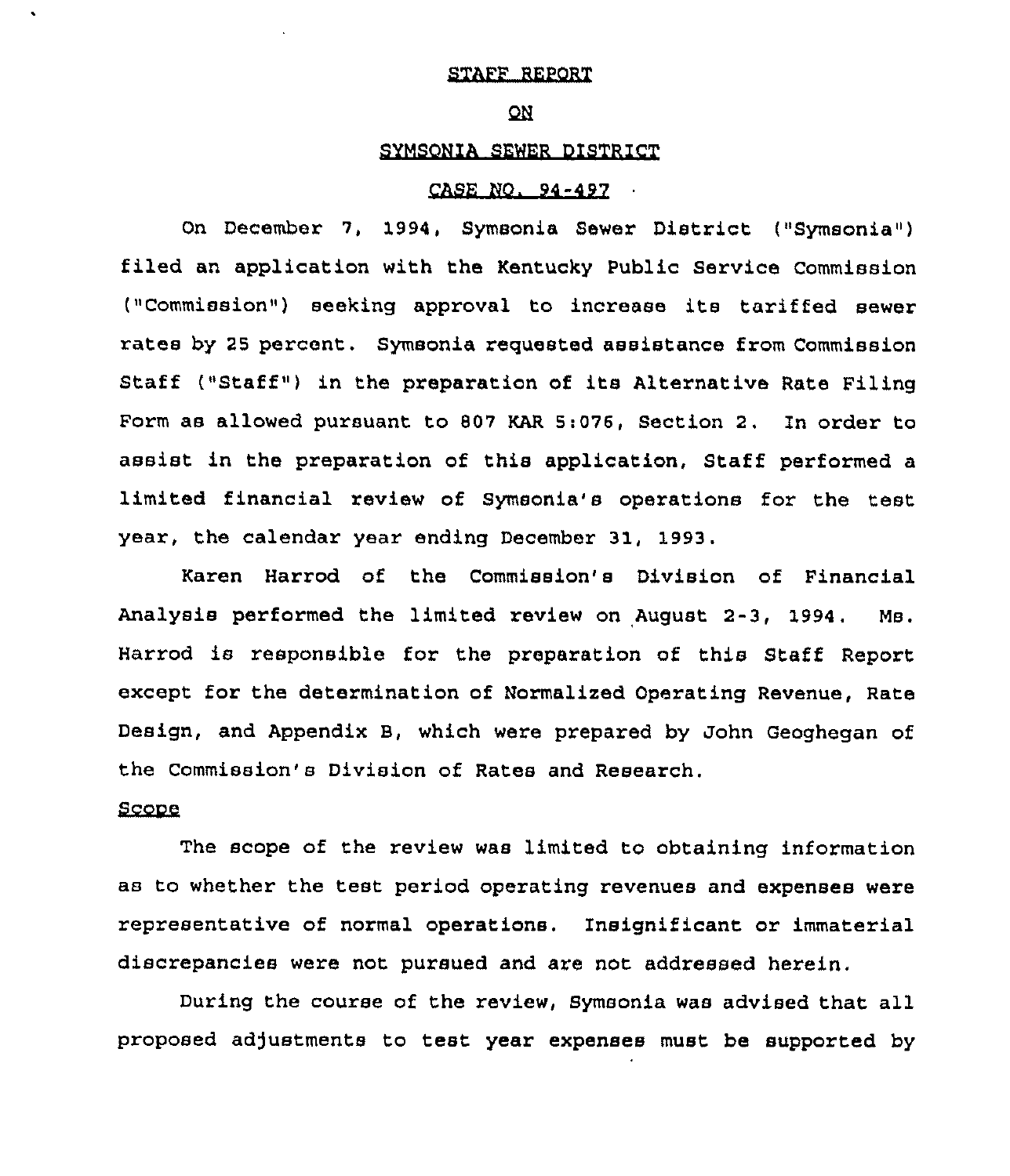STAFF REPORT

ON

SYMSONIA SEWER DISTRICT

CASE NO. 94-497

On December 7, 1994, Symsonia Sewer District ("Symsonia") filed an application with the Kentucky Public Service Commission ("Commission") seeking approval to increase its tariffed sewer rates by 25 percent. Symsonia requested assistance from Commission Staff ("Staff") in the preparation of its Alternative Rate Filing Form as allowed pursuant to 807 KAR 5:076, Section 2. In order to assist in the preparation of this application, Staff performed a limited financial review of Symsonia's operations for the test year, the calendar year ending December 31, 1993.

Karen Harrod of the Commission's Division of Financial Analysis performed the limited review on August 2-3, 1994. Ms. Harrod is responsible for the preparation of this Staff Report except for the determination of Normalized Operating Revenue, Rate Design, and Appendix B, which were prepared by John Geoghegan of the Commission's Division of Rates and Research.

Scope

The scope of the review was limited to obtaining information as to whether the test period operating revenues and expenses were representative of normal operations. Insignificant or immaterial discrepancies were not pursued and are not addressed herein.

During the course of the review, Symsonia was advised that all proposed adjustments to test year expenses must be supported by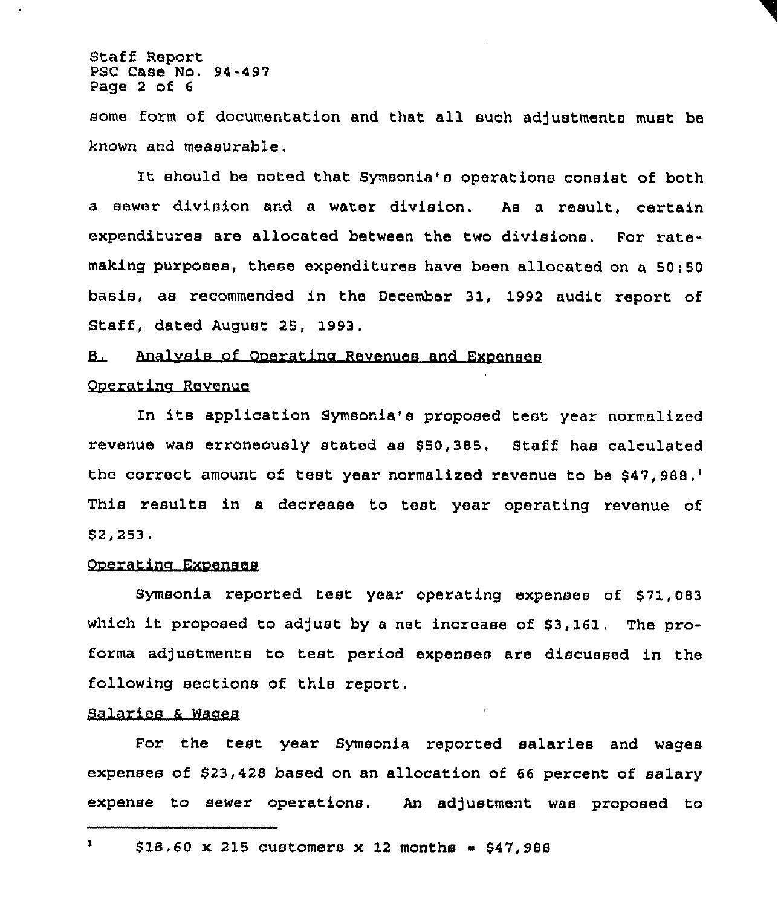some form of documentation and that all such adjustments must be known and measurable.

It should be noted that Symsonia's operations consist of both a sewer division and a water division. As a result, certain expenditures are allocated between the two divisions. For rate-making purposes, these expenditures have been allocated on a 50:50 basis, as recommended in the December 31, 1992 audit report of Staff, dated August 25, 1993.

## B. Analysis of Operating Revenues and Expenses

### Operating Revenue

In its application Symsonia's proposed test year normalized revenue was erroneously stated as $50,385. Staff has calculated the correct amount of test year normalized revenue to be $47,988.[1] This results in a decrease to test year operating revenue of $2,253.

### Operating Expenses

Symsonia reported test year operating expenses of $71,083 which it proposed to adjust by a net increase of $3,161. The pro-forma adjustments to test period expenses are discussed in the following sections of this report.

### Salaries & Wages

For the test year Symsonia reported salaries and wages expenses of $23,428 based on an allocation of 66 percent of salary expense to sewer operations. An adjustment was proposed to

---

[1] $18.60 x 215 customers x 12 months = $47,988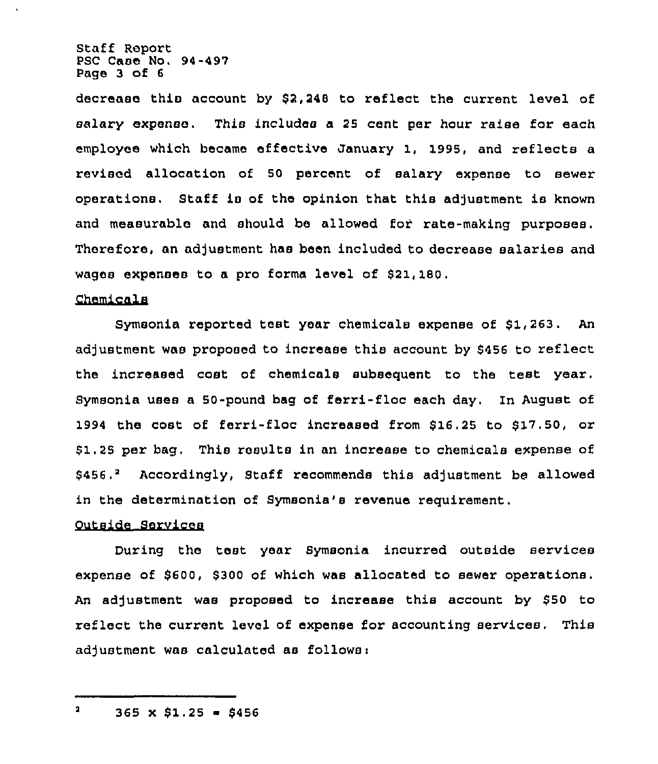decrease this account by $2,248 to reflect the current level of salary expense. This includes a 25 cent per hour raise for each employee which became effective January 1, 1995, and reflects a revised allocation of 50 percent of salary expense to sewer operations. Staff is of the opinion that this adjustment is known and measurable and should be allowed for rate-making purposes. Therefore, an adjustment has been included to decrease salaries and wages expenses to a pro forma level of $21,180.

## Chemicals

Symsonia reported test year chemicals expense of $1,263. An adjustment was proposed to increase this account by $456 to reflect the increased cost of chemicals subsequent to the test year. Symsonia uses a 50-pound bag of ferri-floc each day. In August of 1994 the cost of ferri-floc increased from $16.25 to $17.50, or $1.25 per bag. This results in an increase to chemicals expense of $456.[2] Accordingly, Staff recommends this adjustment be allowed in the determination of Symsonia's revenue requirement.

## Outside Services

During the test year Symsonia incurred outside services expense of $600, $300 of which was allocated to sewer operations. An adjustment was proposed to increase this account by $50 to reflect the current level of expense for accounting services. This adjustment was calculated as follows:

---

[2] 365 x $1.25 = $456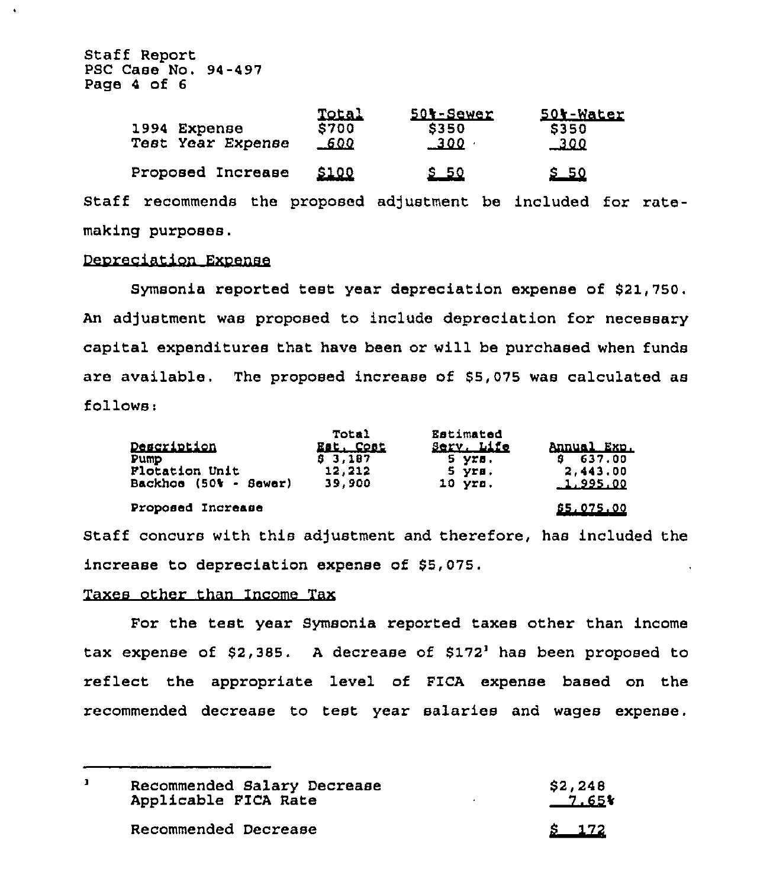| | Total | 50%-Sewer | 50%-Water |
|---|---|---|---|
| 1994 Expense | $700 | $350 | $350 |
| Test Year Expense | 600 | 300 | 300 |
| Proposed Increase | $100 | $ 50 | $ 50 |

Staff recommends the proposed adjustment be included for rate-making purposes.

Depreciation Expense

Symsonia reported test year depreciation expense of $21,750. An adjustment was proposed to include depreciation for necessary capital expenditures that have been or will be purchased when funds are available. The proposed increase of $5,075 was calculated as follows:

| Description | Total Est. Cost | Estimated Serv. Life | Annual Exp. |
|---|---|---|---|
| Pump | $ 3,187 | 5 yrs. | $ 637.00 |
| Flotation Unit | 12,212 | 5 yrs. | 2,443.00 |
| Backhoe (50% - Sewer) | 39,900 | 10 yrs. | 1,995.00 |
| Proposed Increase | | | $5,075.00 |

Staff concurs with this adjustment and therefore, has included the increase to depreciation expense of $5,075.

Taxes other than Income Tax

For the test year Symsonia reported taxes other than income tax expense of $2,385. A decrease of $172[3] has been proposed to reflect the appropriate level of FICA expense based on the recommended decrease to test year salaries and wages expense.

---

[3]

| | |
|---|---|
| Recommended Salary Decrease | $2,248 |
| Applicable FICA Rate | 7.65% |
| Recommended Decrease | $ 172 |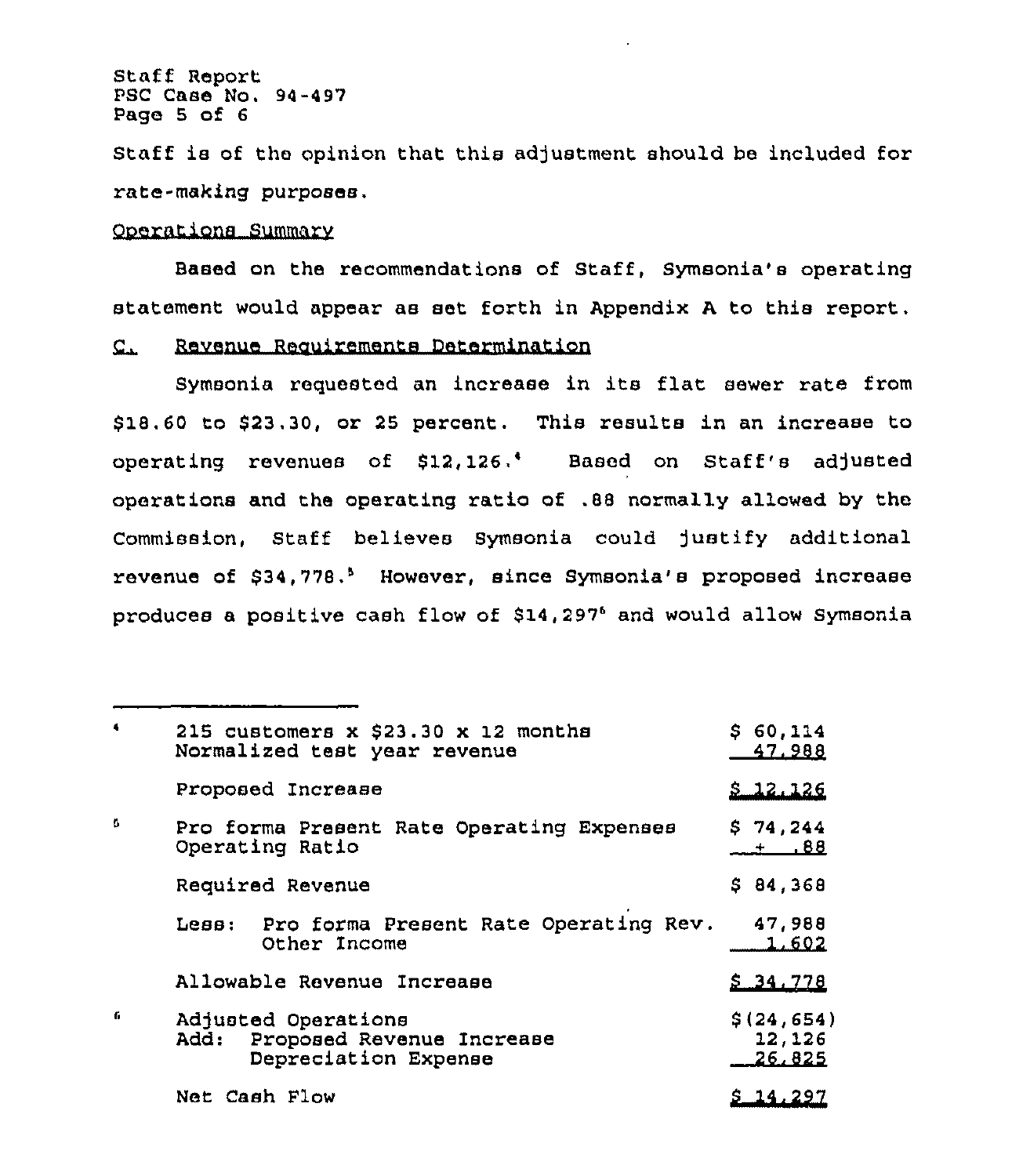Staff is of the opinion that this adjustment should be included for rate-making purposes.

Operations Summary

Based on the recommendations of Staff, Symsonia's operating statement would appear as set forth in Appendix A to this report.

C. Revenue Requirements Determination

Symsonia requested an increase in its flat sewer rate from \$18.60 to \$23.30, or 25 percent. This results in an increase to operating revenues of \$12,126.[4] Based on Staff's adjusted operations and the operating ratio of .88 normally allowed by the Commission, Staff believes Symsonia could justify additional revenue of \$34,778.[5] However, since Symsonia's proposed increase produces a positive cash flow of \$14,297[6] and would allow Symsonia

---

[4]

| | |
|---|---|
| 215 customers x \$23.30 x 12 months | \$ 60,114 |
| Normalized test year revenue | 47,988 |
| Proposed Increase | \$ 12,126 |

[5]

| | |
|---|---|
| Pro forma Present Rate Operating Expenses | \$ 74,244 |
| Operating Ratio | ÷ .88 |
| Required Revenue | \$ 84,368 |
| Less: Pro forma Present Rate Operating Rev. | 47,988 |
| Other Income | 1,602 |
| Allowable Revenue Increase | \$ 34,778 |

[6]

| | |
|---|---|
| Adjusted Operations | \$(24,654) |
| Add: Proposed Revenue Increase | 12,126 |
| Depreciation Expense | 26,825 |
| Net Cash Flow | \$ 14,297 |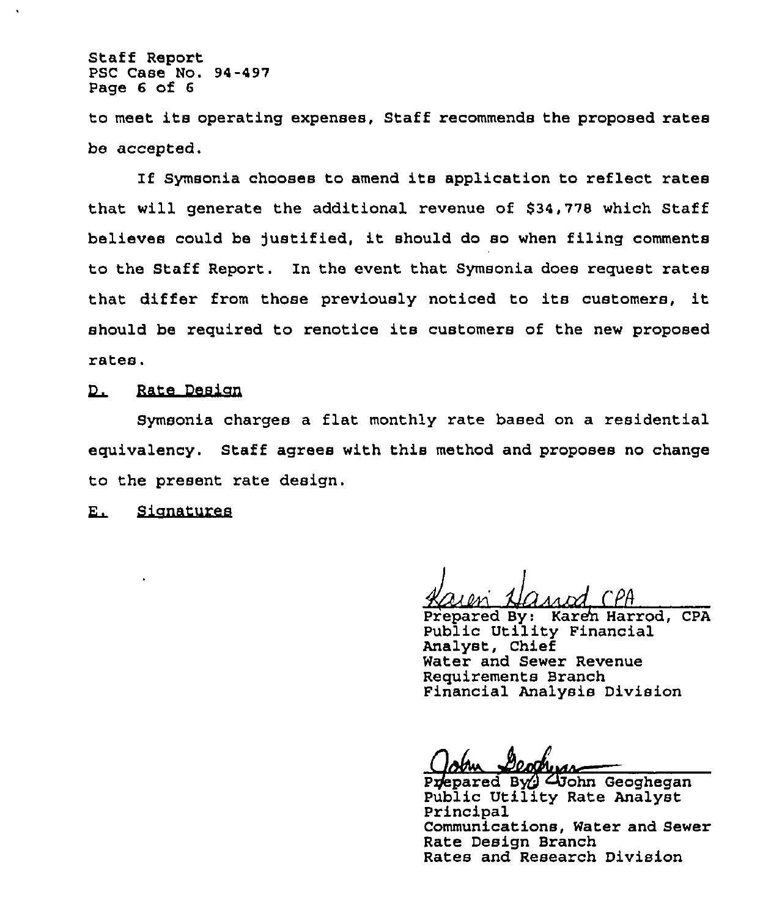to meet its operating expenses, Staff recommends the proposed rates be accepted.

If Symsonia chooses to amend its application to reflect rates that will generate the additional revenue of $34,778 which Staff believes could be justified, it should do so when filing comments to the Staff Report. In the event that Symsonia does request rates that differ from those previously noticed to its customers, it should be required to renotice its customers of the new proposed rates.

## D. Rate Design

Symsonia charges a flat monthly rate based on a residential equivalency. Staff agrees with this method and proposes no change to the present rate design.

## E. Signatures

Karen Harrod, CPA

Prepared By: Karen Harrod, CPA
Public Utility Financial Analyst, Chief
Water and Sewer Revenue Requirements Branch
Financial Analysis Division

John Geoghegan

Prepared By: John Geoghegan
Public Utility Rate Analyst Principal
Communications, Water and Sewer Rate Design Branch
Rates and Research Division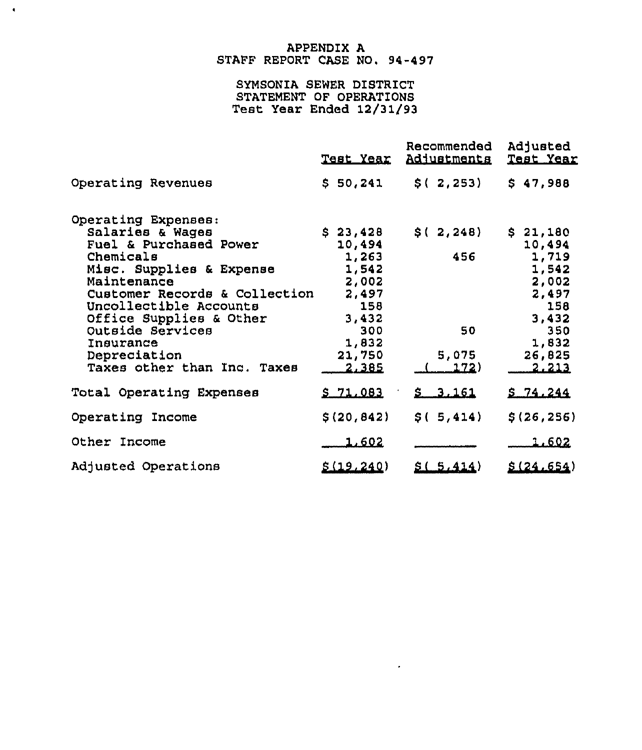APPENDIX A
STAFF REPORT CASE NO. 94-497

SYMSONIA SEWER DISTRICT
STATEMENT OF OPERATIONS
Test Year Ended 12/31/93

| | Test Year | Recommended Adjustments | Adjusted Test Year |
|---|---|---|---|
| Operating Revenues | $ 50,241 | $( 2,253) | $ 47,988 |
| Operating Expenses: | | | |
| Salaries & Wages | $ 23,428 | $( 2,248) | $ 21,180 |
| Fuel & Purchased Power | 10,494 | | 10,494 |
| Chemicals | 1,263 | 456 | 1,719 |
| Misc. Supplies & Expense | 1,542 | | 1,542 |
| Maintenance | 2,002 | | 2,002 |
| Customer Records & Collection | 2,497 | | 2,497 |
| Uncollectible Accounts | 158 | | 158 |
| Office Supplies & Other | 3,432 | | 3,432 |
| Outside Services | 300 | 50 | 350 |
| Insurance | 1,832 | | 1,832 |
| Depreciation | 21,750 | 5,075 | 26,825 |
| Taxes other than Inc. Taxes | 2,385 | ( 172) | 2,213 |
| Total Operating Expenses | $ 71,083 | $ 3,161 | $ 74,244 |
| Operating Income | $(20,842) | $( 5,414) | $(26,256) |
| Other Income | 1,602 | | 1,602 |
| Adjusted Operations | $(19,240) | $( 5,414) | $(24,654) |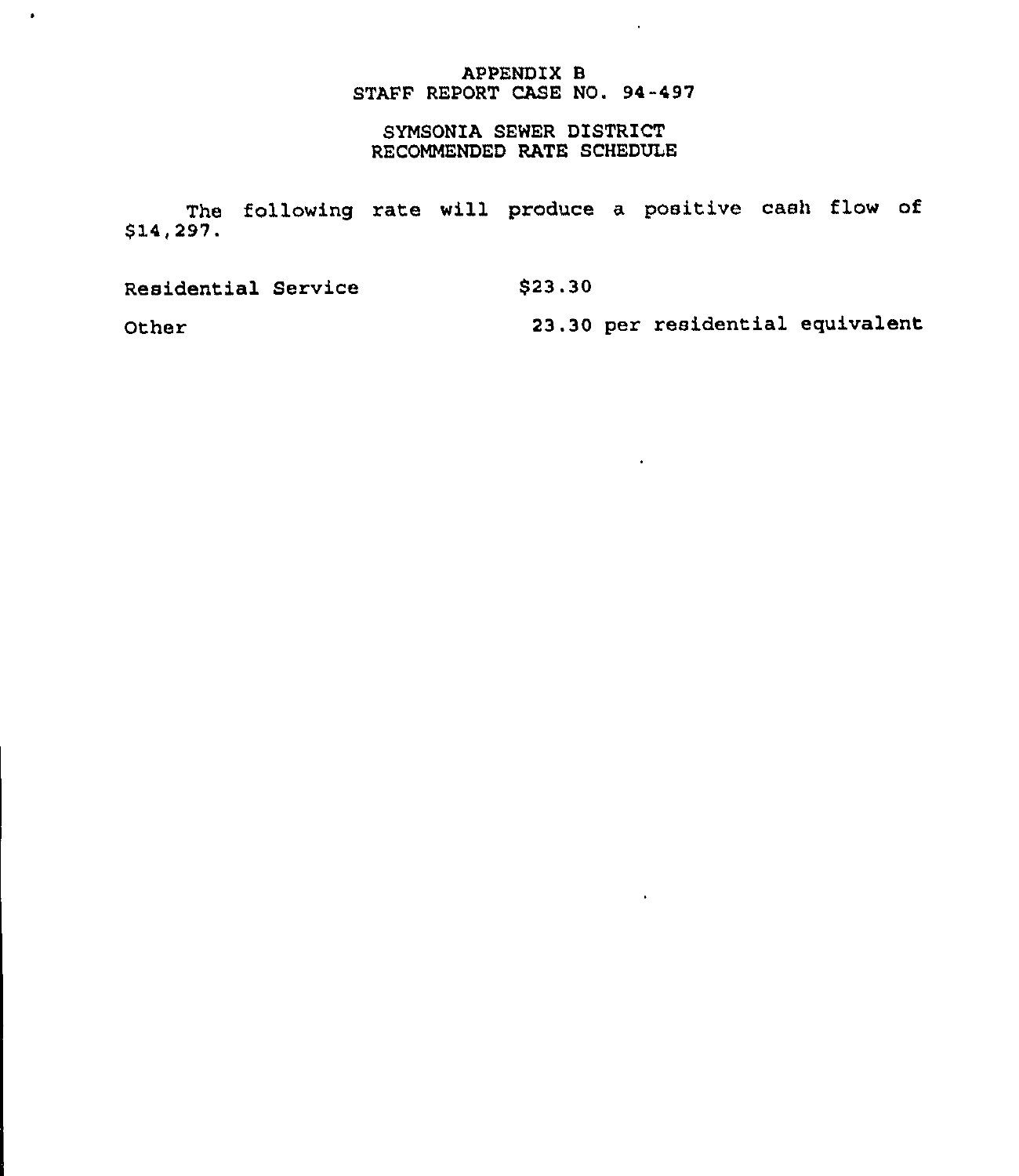# APPENDIX B
## STAFF REPORT CASE NO. 94-497

## SYMSONIA SEWER DISTRICT
## RECOMMENDED RATE SCHEDULE

The following rate will produce a positive cash flow of $14,297.

| | |
|---|---|
| Residential Service | $23.30 |
| Other | 23.30 per residential equivalent |